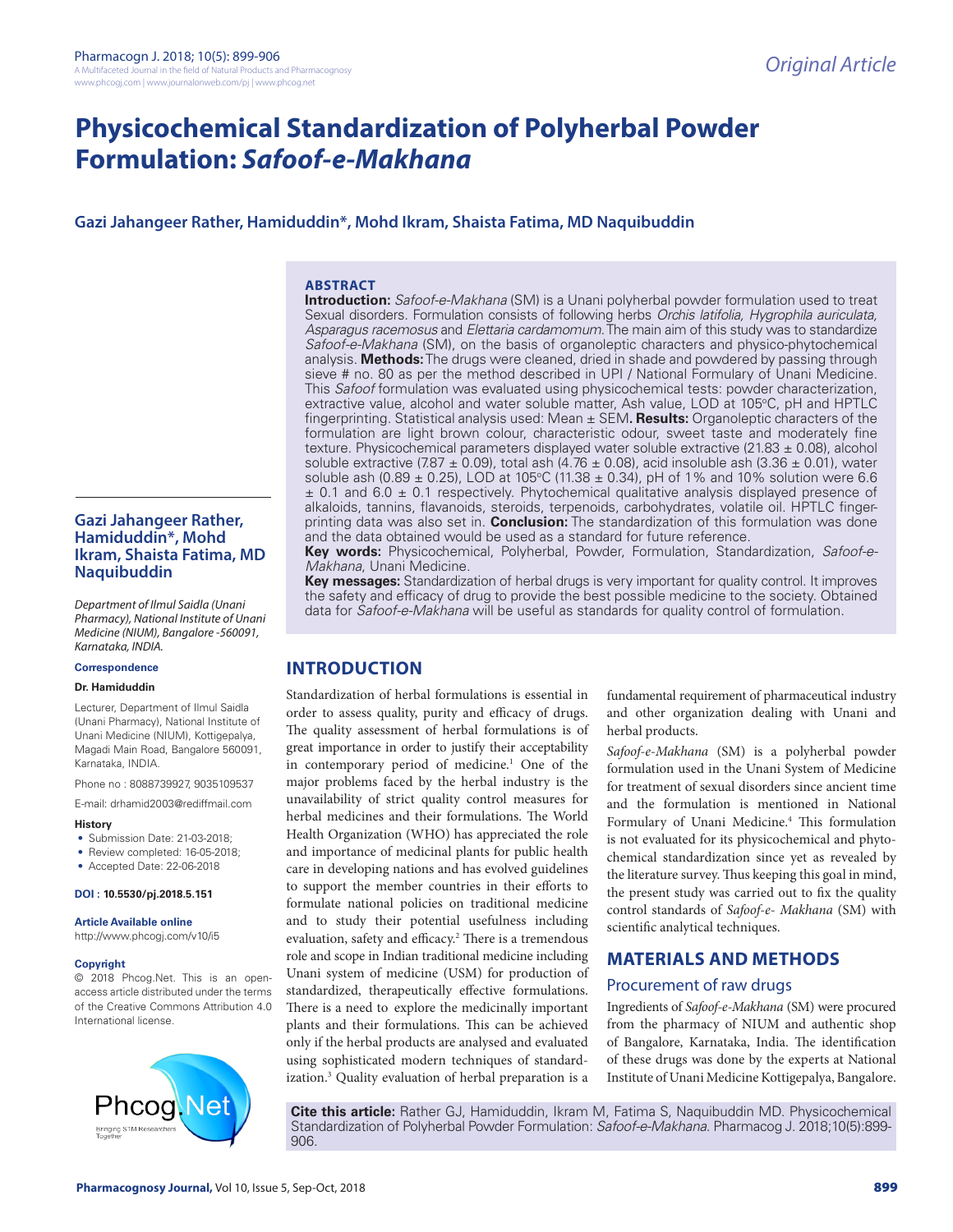Original Article

# Physicochemical Standardization of Polyherbal Powder Formulation: *Safoof-e-Makhana*

**Gazi Jahangeer Rather, Hamiduddin*, Mohd Ikram, Shaista Fatima, MD Naquibuddin**

**Gazi Jahangeer Rather, Hamiduddin*, Mohd Ikram, Shaista Fatima, MD Naquibuddin**

*Department of Ilmul Saidla (Unani Pharmacy), National Institute of Unani Medicine (NIUM), Bangalore -560091, Karnataka, INDIA.*

**Correspondence**

**Dr. Hamiduddin**

Lecturer, Department of Ilmul Saidla (Unani Pharmacy), National Institute of Unani Medicine (NIUM), Kottigepalya, Magadi Main Road, Bangalore 560091, Karnataka, INDIA.

Phone no : 8088739927, 9035109537

E-mail: drhamid2003@rediffmail.com

**History**

- Submission Date: 21-03-2018;
- Review completed: 16-05-2018;
- Accepted Date: 22-06-2018

**DOI : 10.5530/pj.2018.5.151**

**Article Available online**

http://www.phcogj.com/v10/i5

**Copyright**

© 2018 Phcog.Net. This is an open-access article distributed under the terms of the Creative Commons Attribution 4.0 International license.

## ABSTRACT

**Introduction:** *Safoof-e-Makhana* (SM) is a Unani polyherbal powder formulation used to treat Sexual disorders. Formulation consists of following herbs *Orchis latifolia, Hygrophila auriculata, Asparagus racemosus* and *Elettaria cardamomum*. The main aim of this study was to standardize *Safoof-e-Makhana* (SM), on the basis of organoleptic characters and physico-phytochemical analysis. **Methods:** The drugs were cleaned, dried in shade and powdered by passing through sieve # no. 80 as per the method described in UPI / National Formulary of Unani Medicine. This *Safoof* formulation was evaluated using physicochemical tests: powder characterization, extractive value, alcohol and water soluble matter, Ash value, LOD at 105°C, pH and HPTLC fingerprinting. Statistical analysis used: Mean ± SEM. **Results:** Organoleptic characters of the formulation are light brown colour, characteristic odour, sweet taste and moderately fine texture. Physicochemical parameters displayed water soluble extractive (21.83 ± 0.08), alcohol soluble extractive (7.87 ± 0.09), total ash (4.76 ± 0.08), acid insoluble ash (3.36 ± 0.01), water soluble ash (0.89 ± 0.25), LOD at 105°C (11.38 ± 0.34), pH of 1% and 10% solution were 6.6 ± 0.1 and 6.0 ± 0.1 respectively. Phytochemical qualitative analysis displayed presence of alkaloids, tannins, flavanoids, steroids, terpenoids, carbohydrates, volatile oil. HPTLC fingerprinting data was also set in. **Conclusion:** The standardization of this formulation was done and the data obtained would be used as a standard for future reference.

**Key words:** Physicochemical, Polyherbal, Powder, Formulation, Standardization, *Safoof-e-Makhana*, Unani Medicine.

**Key messages:** Standardization of herbal drugs is very important for quality control. It improves the safety and efficacy of drug to provide the best possible medicine to the society. Obtained data for *Safoof-e-Makhana* will be useful as standards for quality control of formulation.

## INTRODUCTION

Standardization of herbal formulations is essential in order to assess quality, purity and efficacy of drugs. The quality assessment of herbal formulations is of great importance in order to justify their acceptability in contemporary period of medicine.[1] One of the major problems faced by the herbal industry is the unavailability of strict quality control measures for herbal medicines and their formulations. The World Health Organization (WHO) has appreciated the role and importance of medicinal plants for public health care in developing nations and has evolved guidelines to support the member countries in their efforts to formulate national policies on traditional medicine and to study their potential usefulness including evaluation, safety and efficacy.[2] There is a tremendous role and scope in Indian traditional medicine including Unani system of medicine (USM) for production of standardized, therapeutically effective formulations. There is a need to explore the medicinally important plants and their formulations. This can be achieved only if the herbal products are analysed and evaluated using sophisticated modern techniques of standardization.[3] Quality evaluation of herbal preparation is a fundamental requirement of pharmaceutical industry and other organization dealing with Unani and herbal products.

*Safoof-e-Makhana* (SM) is a polyherbal powder formulation used in the Unani System of Medicine for treatment of sexual disorders since ancient time and the formulation is mentioned in National Formulary of Unani Medicine.[4] This formulation is not evaluated for its physicochemical and phytochemical standardization since yet as revealed by the literature survey. Thus keeping this goal in mind, the present study was carried out to fix the quality control standards of *Safoof-e- Makhana* (SM) with scientific analytical techniques.

## MATERIALS AND METHODS

### Procurement of raw drugs

Ingredients of *Safoof-e-Makhana* (SM) were procured from the pharmacy of NIUM and authentic shop of Bangalore, Karnataka, India. The identification of these drugs was done by the experts at National Institute of Unani Medicine Kottigepalya, Bangalore.

**Cite this article:** Rather GJ, Hamiduddin, Ikram M, Fatima S, Naquibuddin MD. Physicochemical Standardization of Polyherbal Powder Formulation: *Safoof-e-Makhana.* Pharmacog J. 2018;10(5):899-906.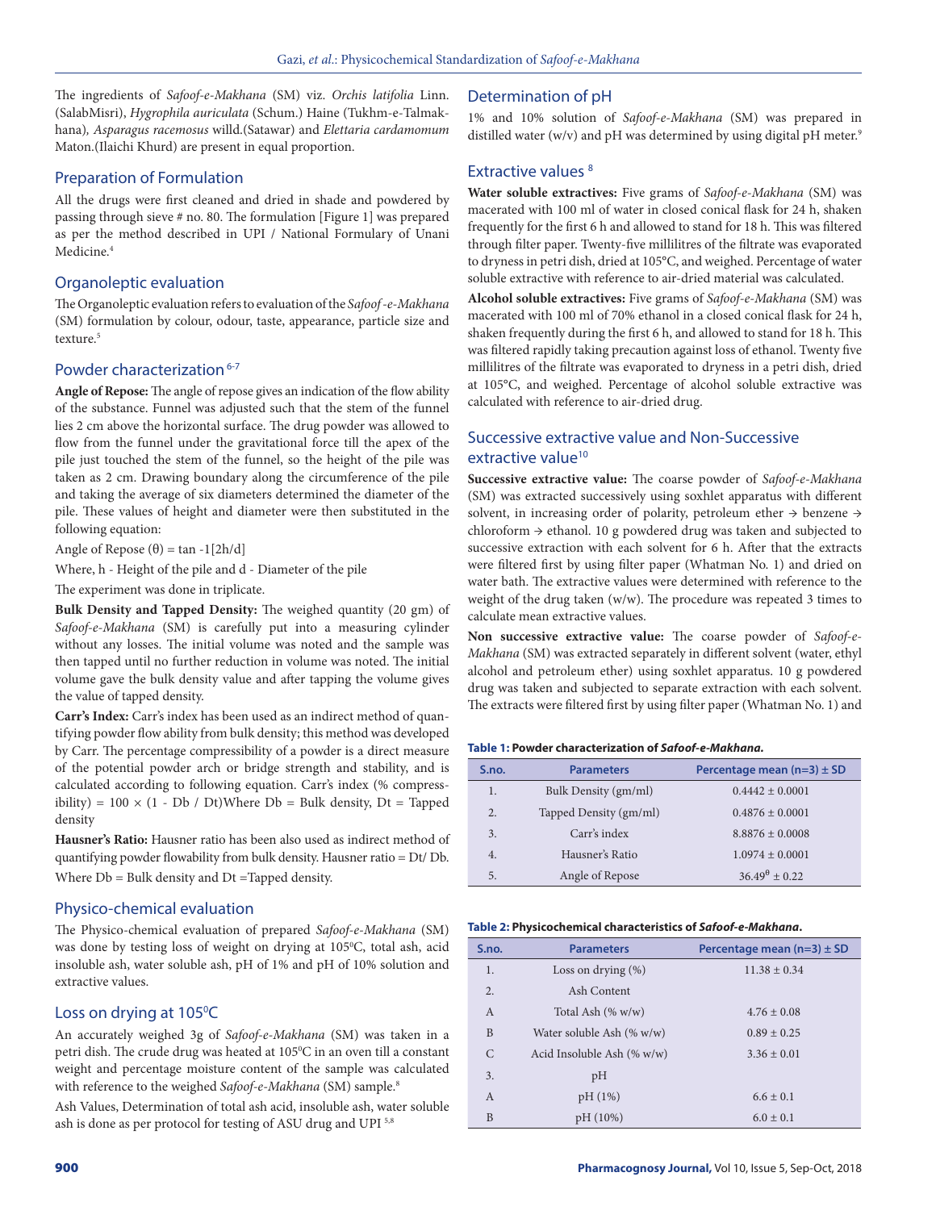The ingredients of *Safoof-e-Makhana* (SM) viz. *Orchis latifolia* Linn. (SalabMisri), *Hygrophila auriculata* (Schum.) Haine (Tukhm-e-Talmakhana), *Asparagus racemosus* willd.(Satawar) and *Elettaria cardamomum* Maton.(Ilaichi Khurd) are present in equal proportion.

## Preparation of Formulation

All the drugs were first cleaned and dried in shade and powdered by passing through sieve # no. 80. The formulation [Figure 1] was prepared as per the method described in UPI / National Formulary of Unani Medicine.[4]

## Organoleptic evaluation

The Organoleptic evaluation refers to evaluation of the *Safoof -e-Makhana* (SM) formulation by colour, odour, taste, appearance, particle size and texture.[5]

## Powder characterization [6-7]

**Angle of Repose:** The angle of repose gives an indication of the flow ability of the substance. Funnel was adjusted such that the stem of the funnel lies 2 cm above the horizontal surface. The drug powder was allowed to flow from the funnel under the gravitational force till the apex of the pile just touched the stem of the funnel, so the height of the pile was taken as 2 cm. Drawing boundary along the circumference of the pile and taking the average of six diameters determined the diameter of the pile. These values of height and diameter were then substituted in the following equation:

Angle of Repose ($\theta$) = $\tan^{-1}[2h/d]$

Where, h - Height of the pile and d - Diameter of the pile

The experiment was done in triplicate.

**Bulk Density and Tapped Density:** The weighed quantity (20 gm) of *Safoof-e-Makhana* (SM) is carefully put into a measuring cylinder without any losses. The initial volume was noted and the sample was then tapped until no further reduction in volume was noted. The initial volume gave the bulk density value and after tapping the volume gives the value of tapped density.

**Carr's Index:** Carr's index has been used as an indirect method of quantifying powder flow ability from bulk density; this method was developed by Carr. The percentage compressibility of a powder is a direct measure of the potential powder arch or bridge strength and stability, and is calculated according to following equation. Carr's index (% compressibility) = $100 \times (1 - Db / Dt)$Where Db = Bulk density, Dt = Tapped density

**Hausner's Ratio:** Hausner ratio has been also used as indirect method of quantifying powder flowability from bulk density. Hausner ratio = Dt/ Db. Where Db = Bulk density and Dt =Tapped density.

## Physico-chemical evaluation

The Physico-chemical evaluation of prepared *Safoof-e-Makhana* (SM) was done by testing loss of weight on drying at 105°C, total ash, acid insoluble ash, water soluble ash, pH of 1% and pH of 10% solution and extractive values.

## Loss on drying at 105°C

An accurately weighed 3g of *Safoof-e-Makhana* (SM) was taken in a petri dish. The crude drug was heated at 105°C in an oven till a constant weight and percentage moisture content of the sample was calculated with reference to the weighed *Safoof-e-Makhana* (SM) sample.[8]

Ash Values, Determination of total ash acid, insoluble ash, water soluble ash is done as per protocol for testing of ASU drug and UPI [5,8]

## Determination of pH

1% and 10% solution of *Safoof-e-Makhana* (SM) was prepared in distilled water (w/v) and pH was determined by using digital pH meter.[9]

## Extractive values [8]

**Water soluble extractives:** Five grams of *Safoof-e-Makhana* (SM) was macerated with 100 ml of water in closed conical flask for 24 h, shaken frequently for the first 6 h and allowed to stand for 18 h. This was filtered through filter paper. Twenty-five millilitres of the filtrate was evaporated to dryness in petri dish, dried at 105°C, and weighed. Percentage of water soluble extractive with reference to air-dried material was calculated.

**Alcohol soluble extractives:** Five grams of *Safoof-e-Makhana* (SM) was macerated with 100 ml of 70% ethanol in a closed conical flask for 24 h, shaken frequently during the first 6 h, and allowed to stand for 18 h. This was filtered rapidly taking precaution against loss of ethanol. Twenty five millilitres of the filtrate was evaporated to dryness in a petri dish, dried at 105°C, and weighed. Percentage of alcohol soluble extractive was calculated with reference to air-dried drug.

## Successive extractive value and Non-Successive extractive value[10]

**Successive extractive value:** The coarse powder of *Safoof-e-Makhana* (SM) was extracted successively using soxhlet apparatus with different solvent, in increasing order of polarity, petroleum ether → benzene → chloroform → ethanol. 10 g powdered drug was taken and subjected to successive extraction with each solvent for 6 h. After that the extracts were filtered first by using filter paper (Whatman No. 1) and dried on water bath. The extractive values were determined with reference to the weight of the drug taken (w/w). The procedure was repeated 3 times to calculate mean extractive values.

**Non successive extractive value:** The coarse powder of *Safoof-e-Makhana* (SM) was extracted separately in different solvent (water, ethyl alcohol and petroleum ether) using soxhlet apparatus. 10 g powdered drug was taken and subjected to separate extraction with each solvent. The extracts were filtered first by using filter paper (Whatman No. 1) and

**Table 1: Powder characterization of *Safoof-e-Makhana*.**

| S.no. | Parameters | Percentage mean (n=3) ± SD |
|---|---|---|
| 1. | Bulk Density (gm/ml) | 0.4442 ± 0.0001 |
| 2. | Tapped Density (gm/ml) | 0.4876 ± 0.0001 |
| 3. | Carr's index | 8.8876 ± 0.0008 |
| 4. | Hausner's Ratio | 1.0974 ± 0.0001 |
| 5. | Angle of Repose | $36.49^{\theta}$ ± 0.22 |

**Table 2: Physicochemical characteristics of *Safoof-e-Makhana*.**

| S.no. | Parameters | Percentage mean (n=3) ± SD |
|---|---|---|
| 1. | Loss on drying (%) | 11.38 ± 0.34 |
| 2. | Ash Content | |
| A | Total Ash (% w/w) | 4.76 ± 0.08 |
| B | Water soluble Ash (% w/w) | 0.89 ± 0.25 |
| C | Acid Insoluble Ash (% w/w) | 3.36 ± 0.01 |
| 3. | pH | |
| A | pH (1%) | 6.6 ± 0.1 |
| B | pH (10%) | 6.0 ± 0.1 |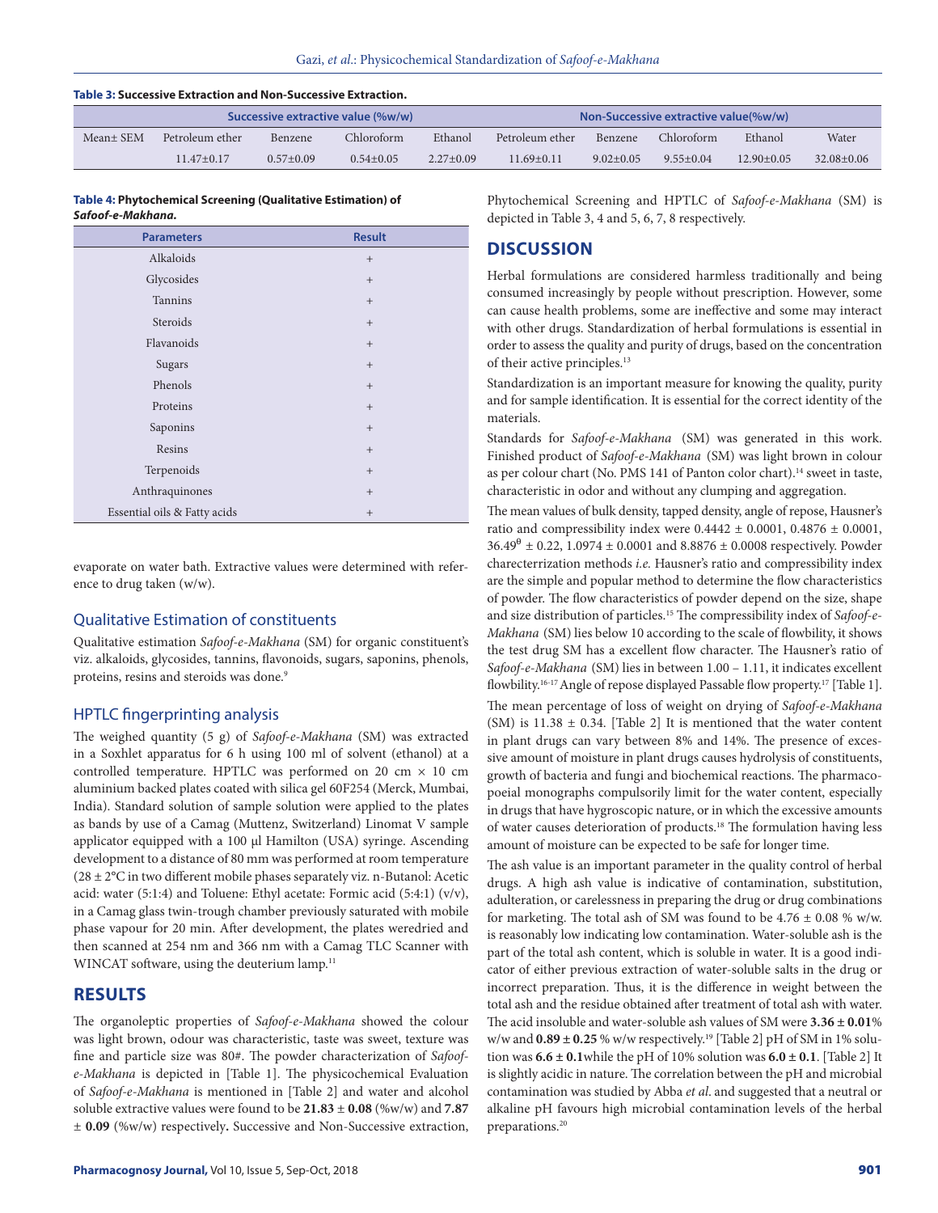**Table 3: Successive Extraction and Non-Successive Extraction.**

| | Successive extractive value (%w/w) | | | | Non-Successive extractive value(%w/w) | | | | |
|---|---|---|---|---|---|---|---|---|---|
| Mean± SEM | Petroleum ether | Benzene | Chloroform | Ethanol | Petroleum ether | Benzene | Chloroform | Ethanol | Water |
| | 11.47±0.17 | 0.57±0.09 | 0.54±0.05 | 2.27±0.09 | 11.69±0.11 | 9.02±0.05 | 9.55±0.04 | 12.90±0.05 | 32.08±0.06 |

**Table 4: Phytochemical Screening (Qualitative Estimation) of *Safoof-e-Makhana*.**

| Parameters | Result |
|---|---|
| Alkaloids | + |
| Glycosides | + |
| Tannins | + |
| Steroids | + |
| Flavanoids | + |
| Sugars | + |
| Phenols | + |
| Proteins | + |
| Saponins | + |
| Resins | + |
| Terpenoids | + |
| Anthraquinones | + |
| Essential oils & Fatty acids | + |

evaporate on water bath. Extractive values were determined with reference to drug taken (w/w).

### Qualitative Estimation of constituents

Qualitative estimation *Safoof-e-Makhana* (SM) for organic constituent's viz. alkaloids, glycosides, tannins, flavonoids, sugars, saponins, phenols, proteins, resins and steroids was done.[9]

### HPTLC fingerprinting analysis

The weighed quantity (5 g) of *Safoof-e-Makhana* (SM) was extracted in a Soxhlet apparatus for 6 h using 100 ml of solvent (ethanol) at a controlled temperature. HPTLC was performed on 20 cm × 10 cm aluminium backed plates coated with silica gel 60F254 (Merck, Mumbai, India). Standard solution of sample solution were applied to the plates as bands by use of a Camag (Muttenz, Switzerland) Linomat V sample applicator equipped with a 100 µl Hamilton (USA) syringe. Ascending development to a distance of 80 mm was performed at room temperature (28 ± 2°C in two different mobile phases separately viz. n-Butanol: Acetic acid: water (5:1:4) and Toluene: Ethyl acetate: Formic acid (5:4:1) (v/v), in a Camag glass twin-trough chamber previously saturated with mobile phase vapour for 20 min. After development, the plates weredried and then scanned at 254 nm and 366 nm with a Camag TLC Scanner with WINCAT software, using the deuterium lamp.[11]

## RESULTS

The organoleptic properties of *Safoof-e-Makhana* showed the colour was light brown, odour was characteristic, taste was sweet, texture was fine and particle size was 80#. The powder characterization of *Safoof-e-Makhana* is depicted in [Table 1]. The physicochemical Evaluation of *Safoof-e-Makhana* is mentioned in [Table 2] and water and alcohol soluble extractive values were found to be **21.83** ± **0.08** (%w/w) and **7.87** ± **0.09** (%w/w) respectively**.** Successive and Non-Successive extraction, Phytochemical Screening and HPTLC of *Safoof-e-Makhana* (SM) is depicted in Table 3, 4 and 5, 6, 7, 8 respectively.

## DISCUSSION

Herbal formulations are considered harmless traditionally and being consumed increasingly by people without prescription. However, some can cause health problems, some are ineffective and some may interact with other drugs. Standardization of herbal formulations is essential in order to assess the quality and purity of drugs, based on the concentration of their active principles.[13]

Standardization is an important measure for knowing the quality, purity and for sample identification. It is essential for the correct identity of the materials.

Standards for *Safoof-e-Makhana* (SM) was generated in this work. Finished product of *Safoof-e-Makhana* (SM) was light brown in colour as per colour chart (No. PMS 141 of Panton color chart).[14] sweet in taste, characteristic in odor and without any clumping and aggregation.

The mean values of bulk density, tapped density, angle of repose, Hausner's ratio and compressibility index were 0.4442 ± 0.0001, 0.4876 ± 0.0001, $36.49^{0}$ ± 0.22, 1.0974 ± 0.0001 and 8.8876 ± 0.0008 respectively. Powder charecterrization methods *i.e.* Hausner's ratio and compressibility index are the simple and popular method to determine the flow characteristics of powder. The flow characteristics of powder depend on the size, shape and size distribution of particles.[15] The compressibility index of *Safoof-e-Makhana* (SM) lies below 10 according to the scale of flowbility, it shows the test drug SM has a excellent flow character. The Hausner's ratio of *Safoof-e-Makhana* (SM) lies in between 1.00 – 1.11, it indicates excellent flowbility.[16-17] Angle of repose displayed Passable flow property.[17] [Table 1].

The mean percentage of loss of weight on drying of *Safoof-e-Makhana* (SM) is 11.38 ± 0.34. [Table 2] It is mentioned that the water content in plant drugs can vary between 8% and 14%. The presence of excessive amount of moisture in plant drugs causes hydrolysis of constituents, growth of bacteria and fungi and biochemical reactions. The pharmacopoeial monographs compulsorily limit for the water content, especially in drugs that have hygroscopic nature, or in which the excessive amounts of water causes deterioration of products.[18] The formulation having less amount of moisture can be expected to be safe for longer time.

The ash value is an important parameter in the quality control of herbal drugs. A high ash value is indicative of contamination, substitution, adulteration, or carelessness in preparing the drug or drug combinations for marketing. The total ash of SM was found to be 4.76 ± 0.08 % w/w. is reasonably low indicating low contamination. Water-soluble ash is the part of the total ash content, which is soluble in water. It is a good indicator of either previous extraction of water-soluble salts in the drug or incorrect preparation. Thus, it is the difference in weight between the total ash and the residue obtained after treatment of total ash with water. The acid insoluble and water-soluble ash values of SM were **3.36 ± 0.01**% w/w and **0.89 ± 0.25** % w/w respectively.[19] [Table 2] pH of SM in 1% solution was **6.6 ± 0.1**while the pH of 10% solution was **6.0 ± 0.1**. [Table 2] It is slightly acidic in nature. The correlation between the pH and microbial contamination was studied by Abba *et al*. and suggested that a neutral or alkaline pH favours high microbial contamination levels of the herbal preparations.[20]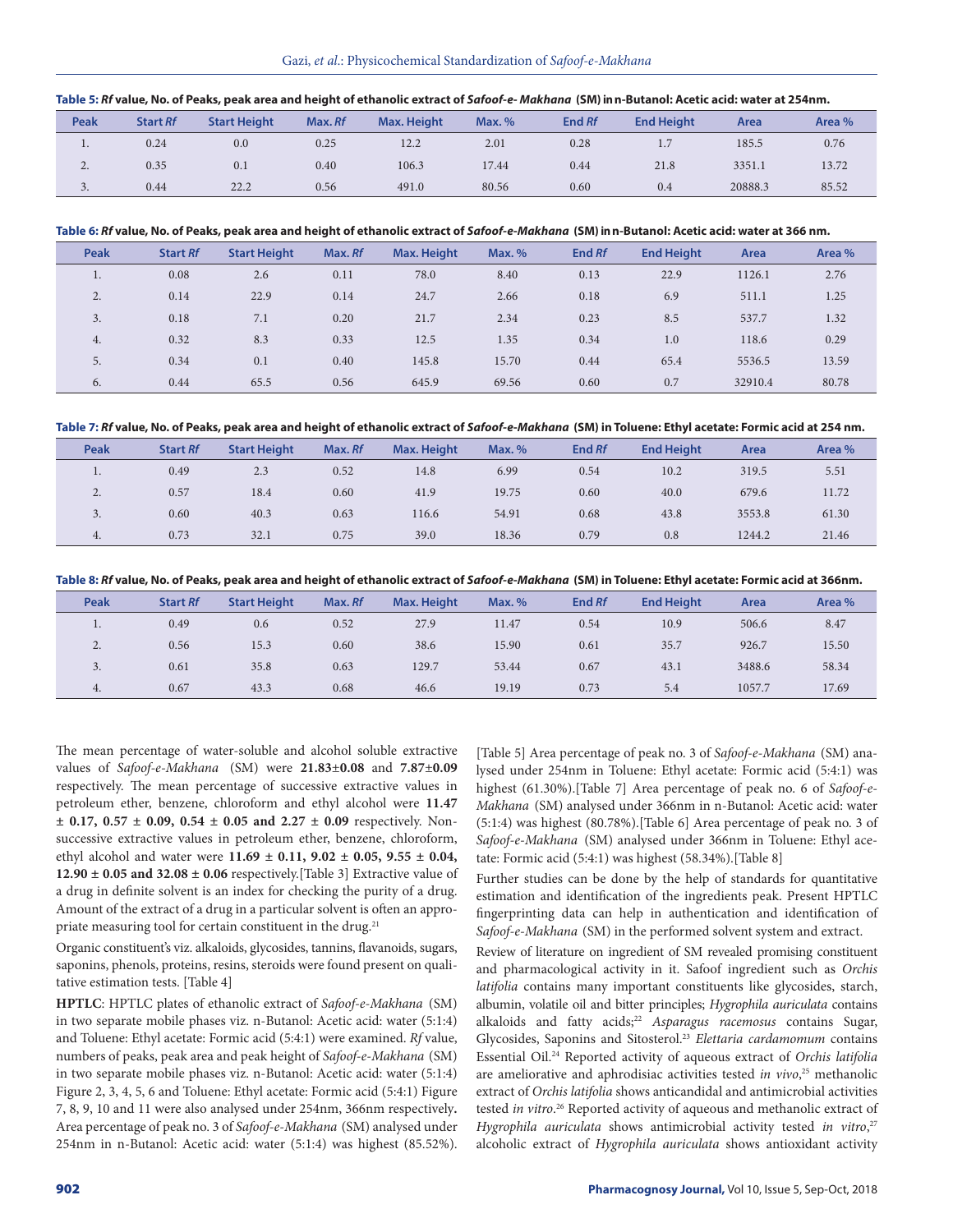**Table 5:** *Rf* **value, No. of Peaks, peak area and height of ethanolic extract of** ***Safoof-e- Makhana*** **(SM) in n-Butanol: Acetic acid: water at 254nm.**

| Peak | Start *Rf* | Start Height | Max. *Rf* | Max. Height | Max. % | End *Rf* | End Height | Area | Area % |
|---|---|---|---|---|---|---|---|---|---|
| 1. | 0.24 | 0.0 | 0.25 | 12.2 | 2.01 | 0.28 | 1.7 | 185.5 | 0.76 |
| 2. | 0.35 | 0.1 | 0.40 | 106.3 | 17.44 | 0.44 | 21.8 | 3351.1 | 13.72 |
| 3. | 0.44 | 22.2 | 0.56 | 491.0 | 80.56 | 0.60 | 0.4 | 20888.3 | 85.52 |

**Table 6:** *Rf* **value, No. of Peaks, peak area and height of ethanolic extract of** ***Safoof-e-Makhana*** **(SM) in n-Butanol: Acetic acid: water at 366 nm.**

| Peak | Start *Rf* | Start Height | Max. *Rf* | Max. Height | Max. % | End *Rf* | End Height | Area | Area % |
|---|---|---|---|---|---|---|---|---|---|
| 1. | 0.08 | 2.6 | 0.11 | 78.0 | 8.40 | 0.13 | 22.9 | 1126.1 | 2.76 |
| 2. | 0.14 | 22.9 | 0.14 | 24.7 | 2.66 | 0.18 | 6.9 | 511.1 | 1.25 |
| 3. | 0.18 | 7.1 | 0.20 | 21.7 | 2.34 | 0.23 | 8.5 | 537.7 | 1.32 |
| 4. | 0.32 | 8.3 | 0.33 | 12.5 | 1.35 | 0.34 | 1.0 | 118.6 | 0.29 |
| 5. | 0.34 | 0.1 | 0.40 | 145.8 | 15.70 | 0.44 | 65.4 | 5536.5 | 13.59 |
| 6. | 0.44 | 65.5 | 0.56 | 645.9 | 69.56 | 0.60 | 0.7 | 32910.4 | 80.78 |

**Table 7:** *Rf* **value, No. of Peaks, peak area and height of ethanolic extract of** ***Safoof-e-Makhana*** **(SM) in Toluene: Ethyl acetate: Formic acid at 254 nm.**

| Peak | Start *Rf* | Start Height | Max. *Rf* | Max. Height | Max. % | End *Rf* | End Height | Area | Area % |
|---|---|---|---|---|---|---|---|---|---|
| 1. | 0.49 | 2.3 | 0.52 | 14.8 | 6.99 | 0.54 | 10.2 | 319.5 | 5.51 |
| 2. | 0.57 | 18.4 | 0.60 | 41.9 | 19.75 | 0.60 | 40.0 | 679.6 | 11.72 |
| 3. | 0.60 | 40.3 | 0.63 | 116.6 | 54.91 | 0.68 | 43.8 | 3553.8 | 61.30 |
| 4. | 0.73 | 32.1 | 0.75 | 39.0 | 18.36 | 0.79 | 0.8 | 1244.2 | 21.46 |

**Table 8:** *Rf* **value, No. of Peaks, peak area and height of ethanolic extract of** ***Safoof-e-Makhana*** **(SM) in Toluene: Ethyl acetate: Formic acid at 366nm.**

| Peak | Start *Rf* | Start Height | Max. *Rf* | Max. Height | Max. % | End *Rf* | End Height | Area | Area % |
|---|---|---|---|---|---|---|---|---|---|
| 1. | 0.49 | 0.6 | 0.52 | 27.9 | 11.47 | 0.54 | 10.9 | 506.6 | 8.47 |
| 2. | 0.56 | 15.3 | 0.60 | 38.6 | 15.90 | 0.61 | 35.7 | 926.7 | 15.50 |
| 3. | 0.61 | 35.8 | 0.63 | 129.7 | 53.44 | 0.67 | 43.1 | 3488.6 | 58.34 |
| 4. | 0.67 | 43.3 | 0.68 | 46.6 | 19.19 | 0.73 | 5.4 | 1057.7 | 17.69 |

The mean percentage of water-soluble and alcohol soluble extractive values of *Safoof-e-Makhana* (SM) were **21.83±0.08** and **7.87±0.09** respectively. The mean percentage of successive extractive values in petroleum ether, benzene, chloroform and ethyl alcohol were **11.47 ± 0.17, 0.57 ± 0.09, 0.54 ± 0.05 and 2.27 ± 0.09** respectively. Non-successive extractive values in petroleum ether, benzene, chloroform, ethyl alcohol and water were **11.69 ± 0.11, 9.02 ± 0.05, 9.55 ± 0.04, 12.90 ± 0.05 and 32.08 ± 0.06** respectively.[Table 3] Extractive value of a drug in definite solvent is an index for checking the purity of a drug. Amount of the extract of a drug in a particular solvent is often an appropriate measuring tool for certain constituent in the drug.[21]

Organic constituent's viz. alkaloids, glycosides, tannins, flavanoids, sugars, saponins, phenols, proteins, resins, steroids were found present on qualitative estimation tests. [Table 4]

**HPTLC**: HPTLC plates of ethanolic extract of *Safoof-e-Makhana* (SM) in two separate mobile phases viz. n-Butanol: Acetic acid: water (5:1:4) and Toluene: Ethyl acetate: Formic acid (5:4:1) were examined. *Rf* value, numbers of peaks, peak area and peak height of *Safoof-e-Makhana* (SM) in two separate mobile phases viz. n-Butanol: Acetic acid: water (5:1:4) Figure 2, 3, 4, 5, 6 and Toluene: Ethyl acetate: Formic acid (5:4:1) Figure 7, 8, 9, 10 and 11 were also analysed under 254nm, 366nm respectively**.** Area percentage of peak no. 3 of *Safoof-e-Makhana* (SM) analysed under 254nm in n-Butanol: Acetic acid: water (5:1:4) was highest (85.52%). [Table 5] Area percentage of peak no. 3 of *Safoof-e-Makhana* (SM) analysed under 254nm in Toluene: Ethyl acetate: Formic acid (5:4:1) was highest (61.30%).[Table 7] Area percentage of peak no. 6 of *Safoof-e-Makhana* (SM) analysed under 366nm in n-Butanol: Acetic acid: water (5:1:4) was highest (80.78%).[Table 6] Area percentage of peak no. 3 of *Safoof-e-Makhana* (SM) analysed under 366nm in Toluene: Ethyl acetate: Formic acid (5:4:1) was highest (58.34%).[Table 8]

Further studies can be done by the help of standards for quantitative estimation and identification of the ingredients peak. Present HPTLC fingerprinting data can help in authentication and identification of *Safoof-e-Makhana* (SM) in the performed solvent system and extract.

Review of literature on ingredient of SM revealed promising constituent and pharmacological activity in it. Safoof ingredient such as *Orchis latifolia* contains many important constituents like glycosides, starch, albumin, volatile oil and bitter principles; *Hygrophila auriculata* contains alkaloids and fatty acids;[22] *Asparagus racemosus* contains Sugar, Glycosides, Saponins and Sitosterol.[23] *Elettaria cardamomum* contains Essential Oil.[24] Reported activity of aqueous extract of *Orchis latifolia* are ameliorative and aphrodisiac activities tested *in vivo*,[25] methanolic extract of *Orchis latifolia* shows anticandidal and antimicrobial activities tested *in vitro*.[26] Reported activity of aqueous and methanolic extract of *Hygrophila auriculata* shows antimicrobial activity tested *in vitro*,[27] alcoholic extract of *Hygrophila auriculata* shows antioxidant activity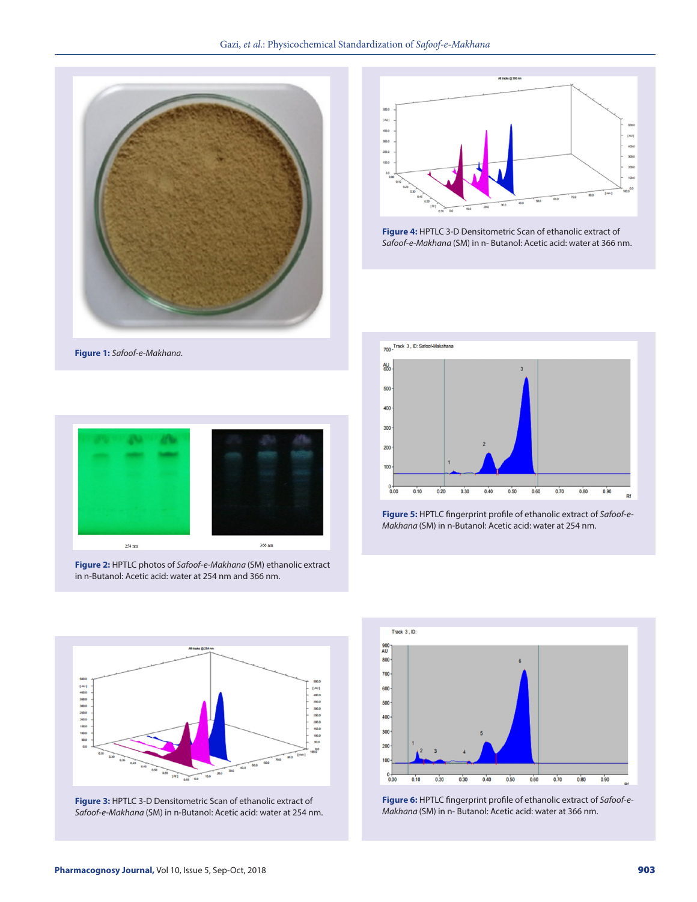**Figure 1:** *Safoof-e-Makhana.*

**Figure 4:** HPTLC 3-D Densitometric Scan of ethanolic extract of *Safoof-e-Makhana* (SM) in n- Butanol: Acetic acid: water at 366 nm.

**Figure 2:** HPTLC photos of *Safoof-e-Makhana* (SM) ethanolic extract in n-Butanol: Acetic acid: water at 254 nm and 366 nm.

**Figure 5:** HPTLC fingerprint profile of ethanolic extract of *Safoof-e-Makhana* (SM) in n-Butanol: Acetic acid: water at 254 nm.

**Figure 3:** HPTLC 3-D Densitometric Scan of ethanolic extract of *Safoof-e-Makhana* (SM) in n-Butanol: Acetic acid: water at 254 nm.

**Figure 6:** HPTLC fingerprint profile of ethanolic extract of *Safoof-e-Makhana* (SM) in n- Butanol: Acetic acid: water at 366 nm.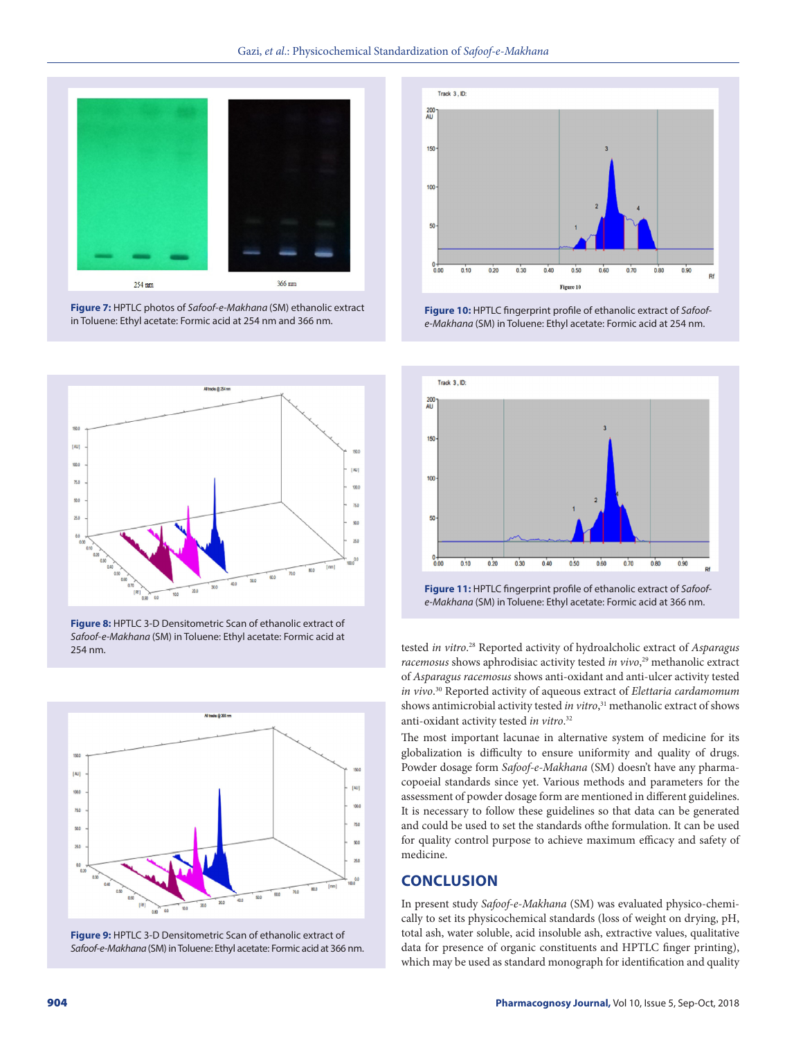Figure 7: HPTLC photos of *Safoof-e-Makhana* (SM) ethanolic extract in Toluene: Ethyl acetate: Formic acid at 254 nm and 366 nm.

Figure 8: HPTLC 3-D Densitometric Scan of ethanolic extract of *Safoof-e-Makhana* (SM) in Toluene: Ethyl acetate: Formic acid at 254 nm.

Figure 9: HPTLC 3-D Densitometric Scan of ethanolic extract of *Safoof-e-Makhana* (SM) in Toluene: Ethyl acetate: Formic acid at 366 nm.

Figure 10: HPTLC fingerprint profile of ethanolic extract of *Safoof-e-Makhana* (SM) in Toluene: Ethyl acetate: Formic acid at 254 nm.

Figure 11: HPTLC fingerprint profile of ethanolic extract of *Safoof-e-Makhana* (SM) in Toluene: Ethyl acetate: Formic acid at 366 nm.

tested *in vitro*.[28] Reported activity of hydroalcholic extract of *Asparagus racemosus* shows aphrodisiac activity tested *in vivo*,[29] methanolic extract of *Asparagus racemosus* shows anti-oxidant and anti-ulcer activity tested *in vivo*.[30] Reported activity of aqueous extract of *Elettaria cardamomum* shows antimicrobial activity tested *in vitro*,[31] methanolic extract of shows anti-oxidant activity tested *in vitro*.[32]

The most important lacunae in alternative system of medicine for its globalization is difficulty to ensure uniformity and quality of drugs. Powder dosage form *Safoof-e-Makhana* (SM) doesn't have any pharmacopoeial standards since yet. Various methods and parameters for the assessment of powder dosage form are mentioned in different guidelines. It is necessary to follow these guidelines so that data can be generated and could be used to set the standards ofthe formulation. It can be used for quality control purpose to achieve maximum efficacy and safety of medicine.

## CONCLUSION

In present study *Safoof-e-Makhana* (SM) was evaluated physico-chemically to set its physicochemical standards (loss of weight on drying, pH, total ash, water soluble, acid insoluble ash, extractive values, qualitative data for presence of organic constituents and HPTLC finger printing), which may be used as standard monograph for identification and quality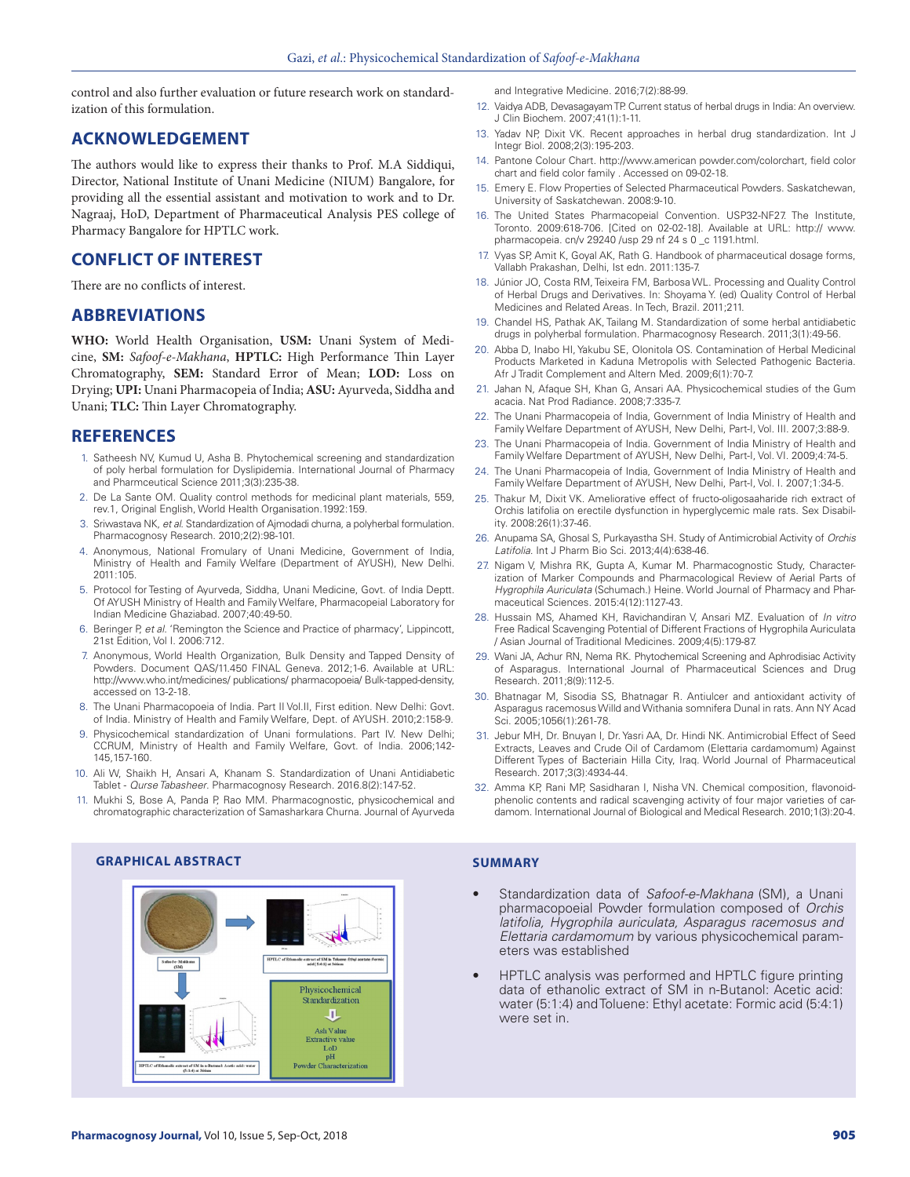control and also further evaluation or future research work on standardization of this formulation.

## ACKNOWLEDGEMENT

The authors would like to express their thanks to Prof. M.A Siddiqui, Director, National Institute of Unani Medicine (NIUM) Bangalore, for providing all the essential assistant and motivation to work and to Dr. Nagraaj, HoD, Department of Pharmaceutical Analysis PES college of Pharmacy Bangalore for HPTLC work.

## CONFLICT OF INTEREST

There are no conflicts of interest.

## ABBREVIATIONS

**WHO:** World Health Organisation, **USM:** Unani System of Medicine, **SM:** *Safoof-e-Makhana*, **HPTLC:** High Performance Thin Layer Chromatography, **SEM:** Standard Error of Mean; **LOD:** Loss on Drying; **UPI:** Unani Pharmacopeia of India; **ASU:** Ayurveda, Siddha and Unani; **TLC:** Thin Layer Chromatography.

## REFERENCES

1. Satheesh NV, Kumud U, Asha B. Phytochemical screening and standardization of poly herbal formulation for Dyslipidemia. International Journal of Pharmacy and Pharmceutical Science 2011;3(3):235-38.
2. De La Sante OM. Quality control methods for medicinal plant materials, 559, rev.1, Original English, World Health Organisation.1992:159.
3. Sriwastava NK, *et al.* Standardization of Ajmodadi churna, a polyherbal formulation. Pharmacognosy Research. 2010;2(2):98-101.
4. Anonymous, National Fromulary of Unani Medicine, Government of India, Ministry of Health and Family Welfare (Department of AYUSH), New Delhi. 2011:105.
5. Protocol for Testing of Ayurveda, Siddha, Unani Medicine, Govt. of India Deptt. Of AYUSH Ministry of Health and Family Welfare, Pharmacopeial Laboratory for Indian Medicine Ghaziabad. 2007;40:49-50.
6. Beringer P, *et al.* 'Remington the Science and Practice of pharmacy', Lippincott, 21st Edition, Vol I. 2006:712.
7. Anonymous, World Health Organization, Bulk Density and Tapped Density of Powders. Document QAS/11.450 FINAL Geneva. 2012;1-6. Available at URL: http://www.who.int/medicines/ publications/ pharmacopoeia/ Bulk-tapped-density, accessed on 13-2-18.
8. The Unani Pharmacopoeia of India. Part II Vol.II, First edition. New Delhi: Govt. of India. Ministry of Health and Family Welfare, Dept. of AYUSH. 2010;2:158-9.
9. Physicochemical standardization of Unani formulations. Part IV. New Delhi; CCRUM, Ministry of Health and Family Welfare, Govt. of India. 2006;142-145,157-160.
10. Ali W, Shaikh H, Ansari A, Khanam S. Standardization of Unani Antidiabetic Tablet - *Qurse Tabasheer*. Pharmacognosy Research. 2016.8(2):147-52.
11. Mukhi S, Bose A, Panda P, Rao MM. Pharmacognostic, physicochemical and chromatographic characterization of Samasharkara Churna. Journal of Ayurveda and Integrative Medicine. 2016;7(2):88-99.
12. Vaidya ADB, Devasagayam TP. Current status of herbal drugs in India: An overview. J Clin Biochem. 2007;41(1):1-11.
13. Yadav NP, Dixit VK. Recent approaches in herbal drug standardization. Int J Integr Biol. 2008;2(3):195-203.
14. Pantone Colour Chart. http://www.american powder.com/colorchart, field color chart and field color family . Accessed on 09-02-18.
15. Emery E. Flow Properties of Selected Pharmaceutical Powders. Saskatchewan, University of Saskatchewan. 2008:9-10.
16. The United States Pharmacopeial Convention. USP32-NF27. The Institute, Toronto. 2009:618-706. [Cited on 02-02-18]. Available at URL: http:// www. pharmacopeia. cn/v 29240 /usp 29 nf 24 s 0 _c 1191.html.
17. Vyas SP, Amit K, Goyal AK, Rath G. Handbook of pharmaceutical dosage forms, Vallabh Prakashan, Delhi, Ist edn. 2011:135-7.
18. Júnior JO, Costa RM, Teixeira FM, Barbosa WL. Processing and Quality Control of Herbal Drugs and Derivatives. In: Shoyama Y. (ed) Quality Control of Herbal Medicines and Related Areas. In Tech, Brazil. 2011;211.
19. Chandel HS, Pathak AK, Tailang M. Standardization of some herbal antidiabetic drugs in polyherbal formulation. Pharmacognosy Research. 2011;3(1):49-56.
20. Abba D, Inabo HI, Yakubu SE, Olonitola OS. Contamination of Herbal Medicinal Products Marketed in Kaduna Metropolis with Selected Pathogenic Bacteria. Afr J Tradit Complement and Altern Med. 2009;6(1):70-7.
21. Jahan N, Afaque SH, Khan G, Ansari AA. Physicochemical studies of the Gum acacia. Nat Prod Radiance. 2008;7:335-7.
22. The Unani Pharmacopeia of India, Government of India Ministry of Health and Family Welfare Department of AYUSH, New Delhi, Part-I, Vol. III. 2007;3:88-9.
23. The Unani Pharmacopeia of India. Government of India Ministry of Health and Family Welfare Department of AYUSH, New Delhi, Part-I, Vol. VI. 2009;4:74-5.
24. The Unani Pharmacopeia of India, Government of India Ministry of Health and Family Welfare Department of AYUSH, New Delhi, Part-I, Vol. I. 2007;1:34-5.
25. Thakur M, Dixit VK. Ameliorative effect of fructo-oligosaaharide rich extract of Orchis latifolia on erectile dysfunction in hyperglycemic male rats. Sex Disability. 2008:26(1):37-46.
26. Anupama SA, Ghosal S, Purkayastha SH. Study of Antimicrobial Activity of *Orchis Latifolia*. Int J Pharm Bio Sci. 2013;4(4):638-46.
27. Nigam V, Mishra RK, Gupta A, Kumar M. Pharmacognostic Study, Characterization of Marker Compounds and Pharmacological Review of Aerial Parts of *Hygrophila Auriculata* (Schumach.) Heine. World Journal of Pharmacy and Pharmaceutical Sciences. 2015:4(12):1127-43.
28. Hussain MS, Ahamed KH, Ravichandiran V, Ansari MZ. Evaluation of *In vitro* Free Radical Scavenging Potential of Different Fractions of Hygrophila Auriculata / Asian Journal of Traditional Medicines. 2009;4(5):179-87.
29. Wani JA, Achur RN, Nema RK. Phytochemical Screening and Aphrodisiac Activity of Asparagus. International Journal of Pharmaceutical Sciences and Drug Research. 2011;8(9):112-5.
30. Bhatnagar M, Sisodia SS, Bhatnagar R. Antiulcer and antioxidant activity of Asparagus racemosus Willd and Withania somnifera Dunal in rats. Ann NY Acad Sci. 2005;1056(1):261-78.
31. Jebur MH, Dr. Bnuyan I, Dr. Yasri AA, Dr. Hindi NK. Antimicrobial Effect of Seed Extracts, Leaves and Crude Oil of Cardamom (Elettaria cardamomum) Against Different Types of Bacteriain Hilla City, Iraq. World Journal of Pharmaceutical Research. 2017;3(3):4934-44.
32. Amma KP, Rani MP, Sasidharan I, Nisha VN. Chemical composition, flavonoid-phenolic contents and radical scavenging activity of four major varieties of cardamom. International Journal of Biological and Medical Research. 2010;1(3):20-4.

## GRAPHICAL ABSTRACT

## SUMMARY

- Standardization data of *Safoof-e-Makhana* (SM), a Unani pharmacopoeial Powder formulation composed of *Orchis latifolia, Hygrophila auriculata, Asparagus racemosus and Elettaria cardamomum* by various physicochemical parameters was established
- HPTLC analysis was performed and HPTLC figure printing data of ethanolic extract of SM in n-Butanol: Acetic acid: water (5:1:4) and Toluene: Ethyl acetate: Formic acid (5:4:1) were set in.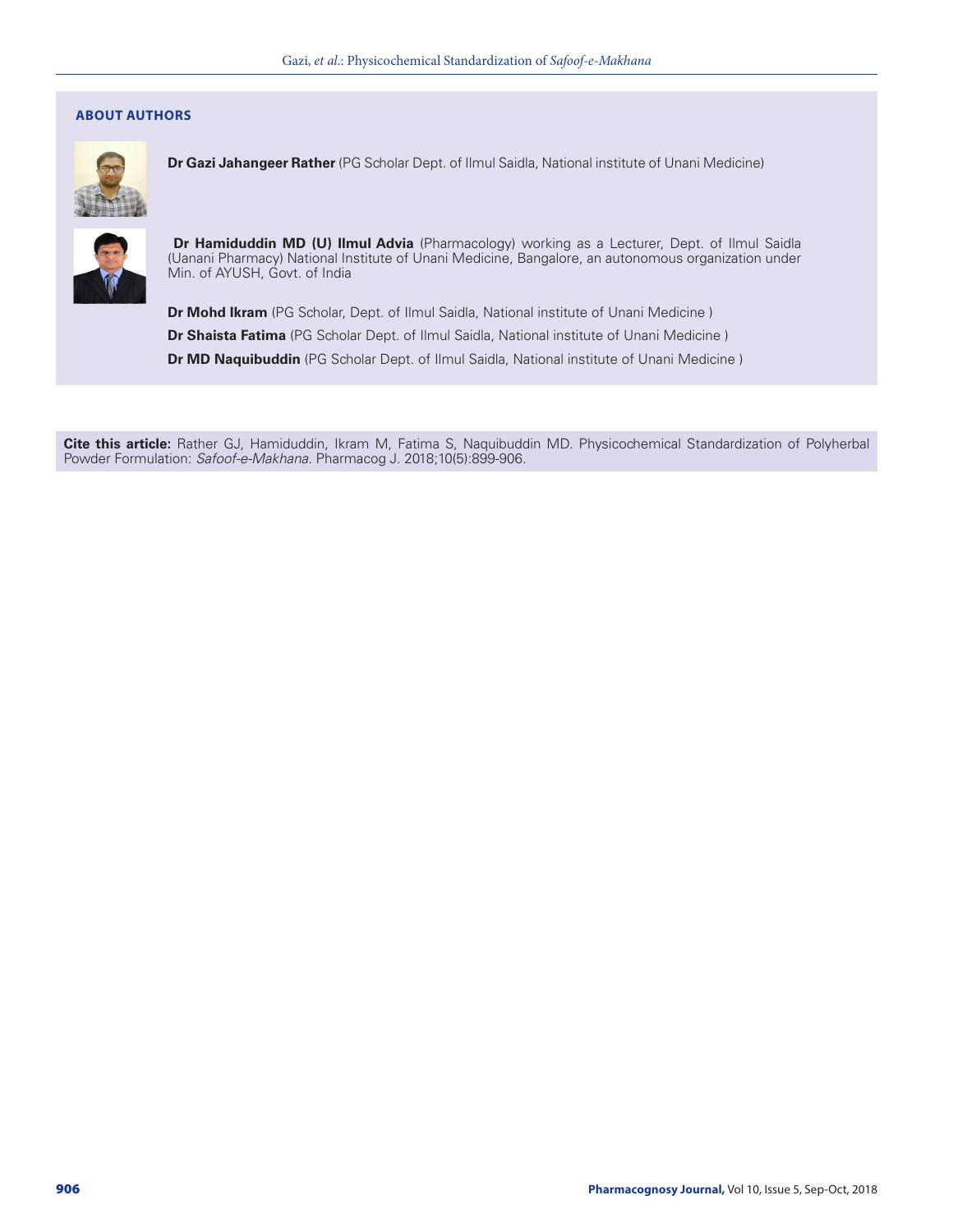## ABOUT AUTHORS

**Dr Gazi Jahangeer Rather** (PG Scholar Dept. of Ilmul Saidla, National institute of Unani Medicine)

**Dr Hamiduddin MD (U) Ilmul Advia** (Pharmacology) working as a Lecturer, Dept. of Ilmul Saidla (Uanani Pharmacy) National Institute of Unani Medicine, Bangalore, an autonomous organization under Min. of AYUSH, Govt. of India

**Dr Mohd Ikram** (PG Scholar, Dept. of Ilmul Saidla, National institute of Unani Medicine )

**Dr Shaista Fatima** (PG Scholar Dept. of Ilmul Saidla, National institute of Unani Medicine )

**Dr MD Naquibuddin** (PG Scholar Dept. of Ilmul Saidla, National institute of Unani Medicine )

**Cite this article:** Rather GJ, Hamiduddin, Ikram M, Fatima S, Naquibuddin MD. Physicochemical Standardization of Polyherbal Powder Formulation: *Safoof-e-Makhana*. Pharmacog J. 2018;10(5):899-906.